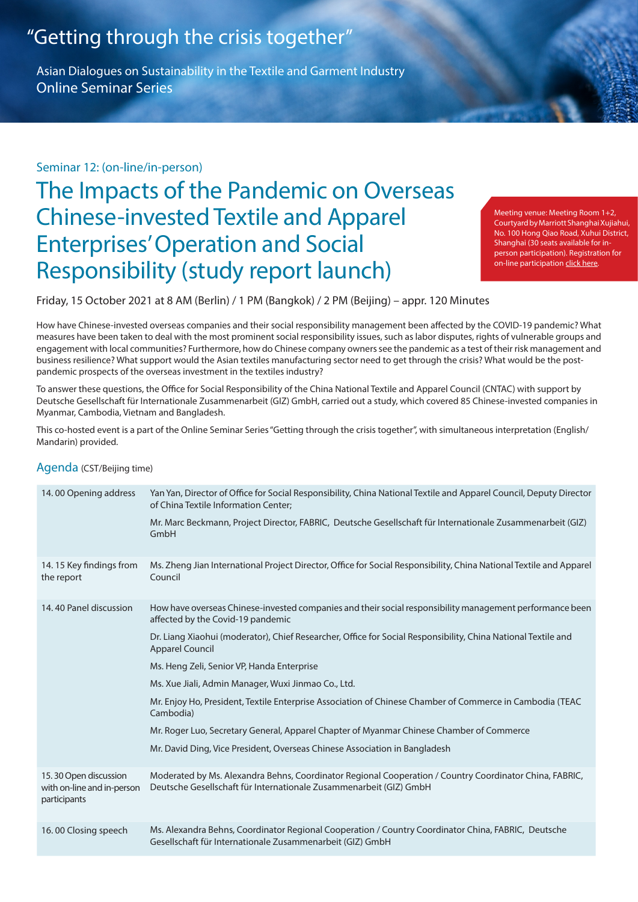# "Getting through the crisis together"

Asian Dialogues on Sustainability in the Textile and Garment Industry
Online Seminar Series

Seminar 12: (on-line/in-person)

## The Impacts of the Pandemic on Overseas Chinese-invested Textile and Apparel Enterprises' Operation and Social Responsibility (study report launch)

Meeting venue: Meeting Room 1+2, Courtyard by Marriott Shanghai Xujiahui, No. 100 Hong Qiao Road, Xuhui District, Shanghai (30 seats available for in-person participation). Registration for on-line participation click here.

Friday, 15 October 2021 at 8 AM (Berlin) / 1 PM (Bangkok) / 2 PM (Beijing) – appr. 120 Minutes

How have Chinese-invested overseas companies and their social responsibility management been affected by the COVID-19 pandemic? What measures have been taken to deal with the most prominent social responsibility issues, such as labor disputes, rights of vulnerable groups and engagement with local communities? Furthermore, how do Chinese company owners see the pandemic as a test of their risk management and business resilience? What support would the Asian textiles manufacturing sector need to get through the crisis? What would be the post-pandemic prospects of the overseas investment in the textiles industry?

To answer these questions, the Office for Social Responsibility of the China National Textile and Apparel Council (CNTAC) with support by Deutsche Gesellschaft für Internationale Zusammenarbeit (GIZ) GmbH, carried out a study, which covered 85 Chinese-invested companies in Myanmar, Cambodia, Vietnam and Bangladesh.

This co-hosted event is a part of the Online Seminar Series "Getting through the crisis together", with simultaneous interpretation (English/ Mandarin) provided.

### Agenda (CST/Beijing time)

| | |
|---|---|
| 14. 00 Opening address | Yan Yan, Director of Office for Social Responsibility, China National Textile and Apparel Council, Deputy Director of China Textile Information Center;<br>Mr. Marc Beckmann, Project Director, FABRIC, Deutsche Gesellschaft für Internationale Zusammenarbeit (GIZ) GmbH |
| 14. 15 Key findings from the report | Ms. Zheng Jian International Project Director, Office for Social Responsibility, China National Textile and Apparel Council |
| 14. 40 Panel discussion | How have overseas Chinese-invested companies and their social responsibility management performance been affected by the Covid-19 pandemic<br>Dr. Liang Xiaohui (moderator), Chief Researcher, Office for Social Responsibility, China National Textile and Apparel Council<br>Ms. Heng Zeli, Senior VP, Handa Enterprise<br>Ms. Xue Jiali, Admin Manager, Wuxi Jinmao Co., Ltd.<br>Mr. Enjoy Ho, President, Textile Enterprise Association of Chinese Chamber of Commerce in Cambodia (TEAC Cambodia)<br>Mr. Roger Luo, Secretary General, Apparel Chapter of Myanmar Chinese Chamber of Commerce<br>Mr. David Ding, Vice President, Overseas Chinese Association in Bangladesh |
| 15. 30 Open discussion with on-line and in-person participants | Moderated by Ms. Alexandra Behns, Coordinator Regional Cooperation / Country Coordinator China, FABRIC, Deutsche Gesellschaft für Internationale Zusammenarbeit (GIZ) GmbH |
| 16. 00 Closing speech | Ms. Alexandra Behns, Coordinator Regional Cooperation / Country Coordinator China, FABRIC, Deutsche Gesellschaft für Internationale Zusammenarbeit (GIZ) GmbH |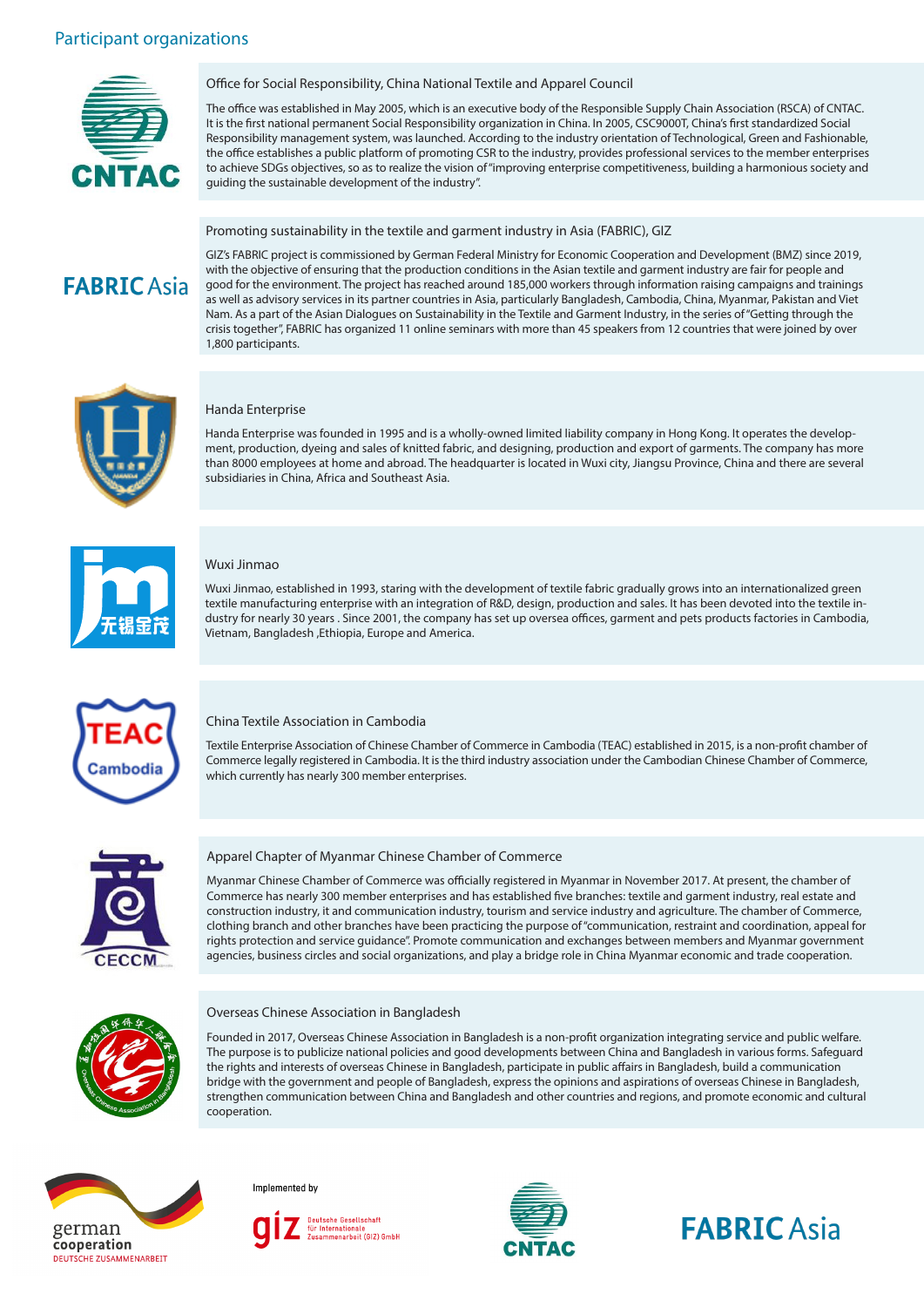## Participant organizations

### Office for Social Responsibility, China National Textile and Apparel Council

The office was established in May 2005, which is an executive body of the Responsible Supply Chain Association (RSCA) of CNTAC. It is the first national permanent Social Responsibility organization in China. In 2005, CSC9000T, China's first standardized Social Responsibility management system, was launched. According to the industry orientation of Technological, Green and Fashionable, the office establishes a public platform of promoting CSR to the industry, provides professional services to the member enterprises to achieve SDGs objectives, so as to realize the vision of "improving enterprise competitiveness, building a harmonious society and guiding the sustainable development of the industry".

### Promoting sustainability in the textile and garment industry in Asia (FABRIC), GIZ

GIZ's FABRIC project is commissioned by German Federal Ministry for Economic Cooperation and Development (BMZ) since 2019, with the objective of ensuring that the production conditions in the Asian textile and garment industry are fair for people and good for the environment. The project has reached around 185,000 workers through information raising campaigns and trainings as well as advisory services in its partner countries in Asia, particularly Bangladesh, Cambodia, China, Myanmar, Pakistan and Viet Nam. As a part of the Asian Dialogues on Sustainability in the Textile and Garment Industry, in the series of "Getting through the crisis together", FABRIC has organized 11 online seminars with more than 45 speakers from 12 countries that were joined by over 1,800 participants.

### Handa Enterprise

Handa Enterprise was founded in 1995 and is a wholly-owned limited liability company in Hong Kong. It operates the development, production, dyeing and sales of knitted fabric, and designing, production and export of garments. The company has more than 8000 employees at home and abroad. The headquarter is located in Wuxi city, Jiangsu Province, China and there are several subsidiaries in China, Africa and Southeast Asia.

### Wuxi Jinmao

Wuxi Jinmao, established in 1993, staring with the development of textile fabric gradually grows into an internationalized green textile manufacturing enterprise with an integration of R&D, design, production and sales. It has been devoted into the textile industry for nearly 30 years . Since 2001, the company has set up oversea offices, garment and pets products factories in Cambodia, Vietnam, Bangladesh ,Ethiopia, Europe and America.

### China Textile Association in Cambodia

Textile Enterprise Association of Chinese Chamber of Commerce in Cambodia (TEAC) established in 2015, is a non-profit chamber of Commerce legally registered in Cambodia. It is the third industry association under the Cambodian Chinese Chamber of Commerce, which currently has nearly 300 member enterprises.

### Apparel Chapter of Myanmar Chinese Chamber of Commerce

Myanmar Chinese Chamber of Commerce was officially registered in Myanmar in November 2017. At present, the chamber of Commerce has nearly 300 member enterprises and has established five branches: textile and garment industry, real estate and construction industry, it and communication industry, tourism and service industry and agriculture. The chamber of Commerce, clothing branch and other branches have been practicing the purpose of "communication, restraint and coordination, appeal for rights protection and service guidance". Promote communication and exchanges between members and Myanmar government agencies, business circles and social organizations, and play a bridge role in China Myanmar economic and trade cooperation.

### Overseas Chinese Association in Bangladesh

Founded in 2017, Overseas Chinese Association in Bangladesh is a non-profit organization integrating service and public welfare. The purpose is to publicize national policies and good developments between China and Bangladesh in various forms. Safeguard the rights and interests of overseas Chinese in Bangladesh, participate in public affairs in Bangladesh, build a communication bridge with the government and people of Bangladesh, express the opinions and aspirations of overseas Chinese in Bangladesh, strengthen communication between China and Bangladesh and other countries and regions, and promote economic and cultural cooperation.

german cooperation
DEUTSCHE ZUSAMMENARBEIT

Implemented by
giz Deutsche Gesellschaft für Internationale Zusammenarbeit (GIZ) GmbH

CNTAC

FABRIC Asia